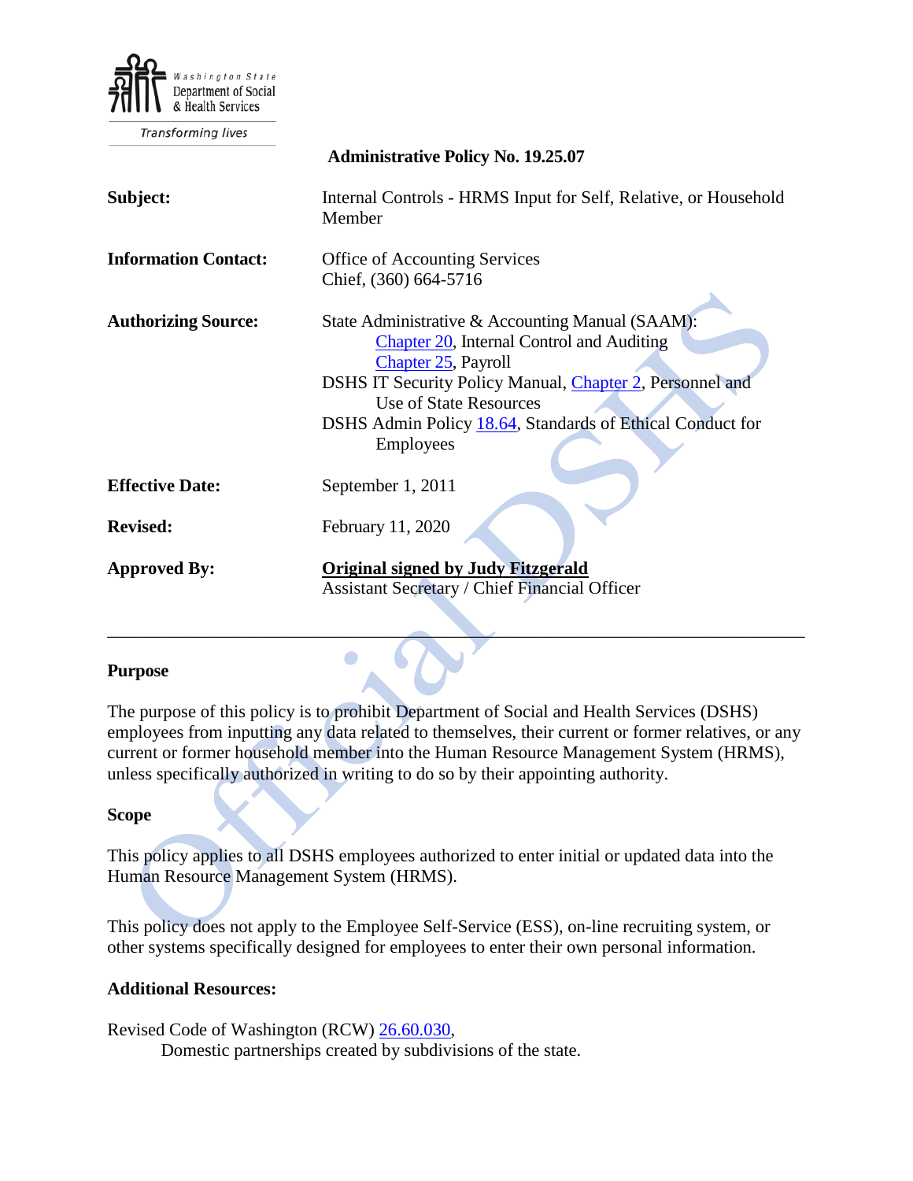Washington State Department of Social & Health Services

Transforming lives

**Administrative Policy No. 19.25.07**

| | |
|---|---|
| **Subject:** | Internal Controls - HRMS Input for Self, Relative, or Household Member |
| **Information Contact:** | Office of Accounting Services<br>Chief, (360) 664-5716 |
| **Authorizing Source:** | State Administrative & Accounting Manual (SAAM):<br>Chapter 20, Internal Control and Auditing<br>Chapter 25, Payroll<br>DSHS IT Security Policy Manual, Chapter 2, Personnel and Use of State Resources<br>DSHS Admin Policy 18.64, Standards of Ethical Conduct for Employees |
| **Effective Date:** | September 1, 2011 |
| **Revised:** | February 11, 2020 |
| **Approved By:** | **Original signed by Judy Fitzgerald**<br>Assistant Secretary / Chief Financial Officer |

---

**Purpose**

The purpose of this policy is to prohibit Department of Social and Health Services (DSHS) employees from inputting any data related to themselves, their current or former relatives, or any current or former household member into the Human Resource Management System (HRMS), unless specifically authorized in writing to do so by their appointing authority.

**Scope**

This policy applies to all DSHS employees authorized to enter initial or updated data into the Human Resource Management System (HRMS).

This policy does not apply to the Employee Self-Service (ESS), on-line recruiting system, or other systems specifically designed for employees to enter their own personal information.

**Additional Resources:**

Revised Code of Washington (RCW) 26.60.030,
Domestic partnerships created by subdivisions of the state.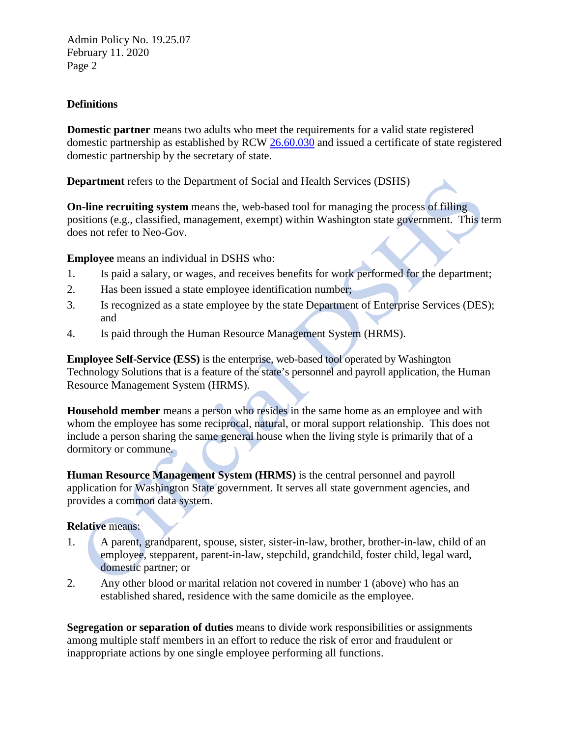## Definitions

**Domestic partner** means two adults who meet the requirements for a valid state registered domestic partnership as established by RCW 26.60.030 and issued a certificate of state registered domestic partnership by the secretary of state.

**Department** refers to the Department of Social and Health Services (DSHS)

**On-line recruiting system** means the, web-based tool for managing the process of filling positions (e.g., classified, management, exempt) within Washington state government. This term does not refer to Neo-Gov.

**Employee** means an individual in DSHS who:

1. Is paid a salary, or wages, and receives benefits for work performed for the department;
2. Has been issued a state employee identification number;
3. Is recognized as a state employee by the state Department of Enterprise Services (DES); and
4. Is paid through the Human Resource Management System (HRMS).

**Employee Self-Service (ESS)** is the enterprise, web-based tool operated by Washington Technology Solutions that is a feature of the state's personnel and payroll application, the Human Resource Management System (HRMS).

**Household member** means a person who resides in the same home as an employee and with whom the employee has some reciprocal, natural, or moral support relationship. This does not include a person sharing the same general house when the living style is primarily that of a dormitory or commune.

**Human Resource Management System (HRMS)** is the central personnel and payroll application for Washington State government. It serves all state government agencies, and provides a common data system.

**Relative** means:

1. A parent, grandparent, spouse, sister, sister-in-law, brother, brother-in-law, child of an employee, stepparent, parent-in-law, stepchild, grandchild, foster child, legal ward, domestic partner; or
2. Any other blood or marital relation not covered in number 1 (above) who has an established shared, residence with the same domicile as the employee.

**Segregation or separation of duties** means to divide work responsibilities or assignments among multiple staff members in an effort to reduce the risk of error and fraudulent or inappropriate actions by one single employee performing all functions.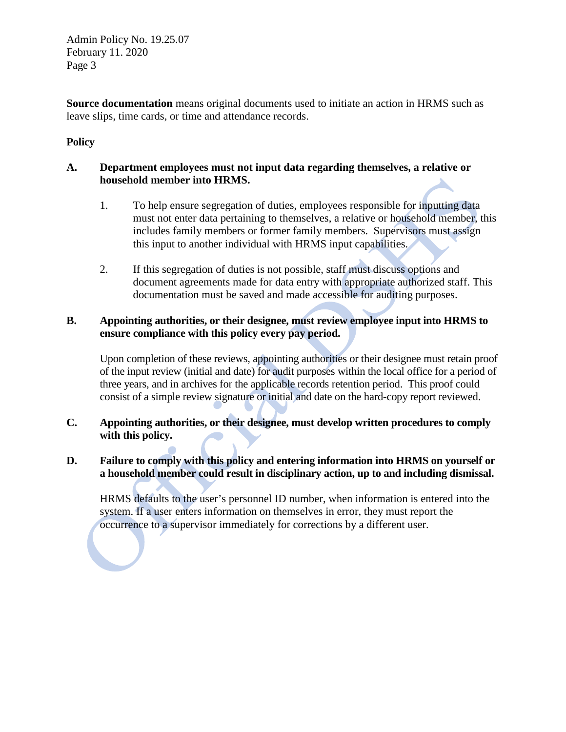**Source documentation** means original documents used to initiate an action in HRMS such as leave slips, time cards, or time and attendance records.

**Policy**

**A. Department employees must not input data regarding themselves, a relative or household member into HRMS.**

1. To help ensure segregation of duties, employees responsible for inputting data must not enter data pertaining to themselves, a relative or household member, this includes family members or former family members. Supervisors must assign this input to another individual with HRMS input capabilities.

2. If this segregation of duties is not possible, staff must discuss options and document agreements made for data entry with appropriate authorized staff. This documentation must be saved and made accessible for auditing purposes.

**B. Appointing authorities, or their designee, must review employee input into HRMS to ensure compliance with this policy every pay period.**

Upon completion of these reviews, appointing authorities or their designee must retain proof of the input review (initial and date) for audit purposes within the local office for a period of three years, and in archives for the applicable records retention period. This proof could consist of a simple review signature or initial and date on the hard-copy report reviewed.

**C. Appointing authorities, or their designee, must develop written procedures to comply with this policy.**

**D. Failure to comply with this policy and entering information into HRMS on yourself or a household member could result in disciplinary action, up to and including dismissal.**

HRMS defaults to the user's personnel ID number, when information is entered into the system. If a user enters information on themselves in error, they must report the occurrence to a supervisor immediately for corrections by a different user.